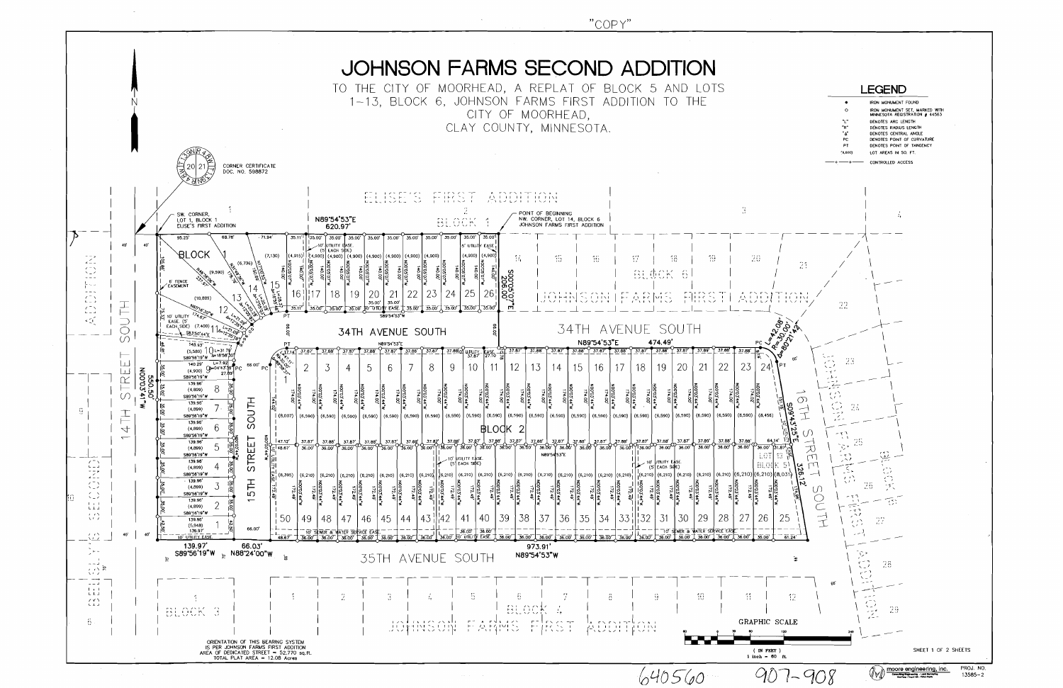"COPY"

# JOHNSON FARMS SECOND ADDITION

TO THE CITY OF MOORHEAD, A REPLAT OF BLOCK 5 AND LOTS 1-13, BLOCK 6, JOHNSON FARMS FIRST ADDITION TO THE CITY OF MOORHEAD, CLAY COUNTY, MINNESOTA.

## LEGEND

| Symbol | Description |
|---|---|
| ● | IRON MONUMENT FOUND |
| ○ | IRON MONUMENT SET, MARKED WITH MINNESOTA REGISTRATION # 44563 |
| "L" | DENOTES ARC LENGTH |
| "R" | DENOTES RADIUS LENGTH |
| "Δ" | DENOTES CENTRAL ANGLE |
| PC | DENOTES POINT OF CURVATURE |
| PT | DENOTES POINT OF TANGENCY |
| (8,000) | LOT AREAS IN SQ. FT. |
| —— | CONTROLLED ACCESS |

CORNER CERTIFICATE DOC. NO. 598872

SW. CORNER, LOT 1, BLOCK 1 ELISE'S FIRST ADDITION

POINT OF BEGINNING NW. CORNER, LOT 14, BLOCK 6 JOHNSON FARMS FIRST ADDITION

ELISE'S FIRST ADDITION — BLOCK 1

JOHNSON FARMS FIRST ADDITION — BLOCK 6

BLOCK 1 — BLOCK 2

34TH AVENUE SOUTH

35TH AVENUE SOUTH

14TH STREET SOUTH

15TH STREET SOUTH

16TH STREET SOUTH

BEHLEY'S SECOND ADDITION

JOHNSON FARMS FIRST ADDITION — BLOCK 3, BLOCK 4, BLOCK 5

N89°54'53"E 620.97'

N89°54'53"E 474.49'

S00°05'07"E 206.00'

N00°03'41"W 550.50'

S09°43'25"E 326.12'

L=42.08' R=30.00' Δ=80°21'42"

139.97' S89°56'19"W

66.03' N88°24'00"W

973.91' N89°54'53"W

10' UTILITY EASE. (5' EACH SIDE)

10' SEWER & WATER SERVICE EASE.

6' FENCE EASEMENT

ORIENTATION OF THIS BEARING SYSTEM IS PER JOHNSON FARMS FIRST ADDITION

AREA OF DEDICATED STREET = 52,770 sq.ft.

TOTAL PLAT AREA = 12.08 Acres

GRAPHIC SCALE (IN FEET) 1 inch = 60 ft.

SHEET 1 OF 2 SHEETS

640560 907-908

moore engineering, inc. PROJ. NO. 13585-2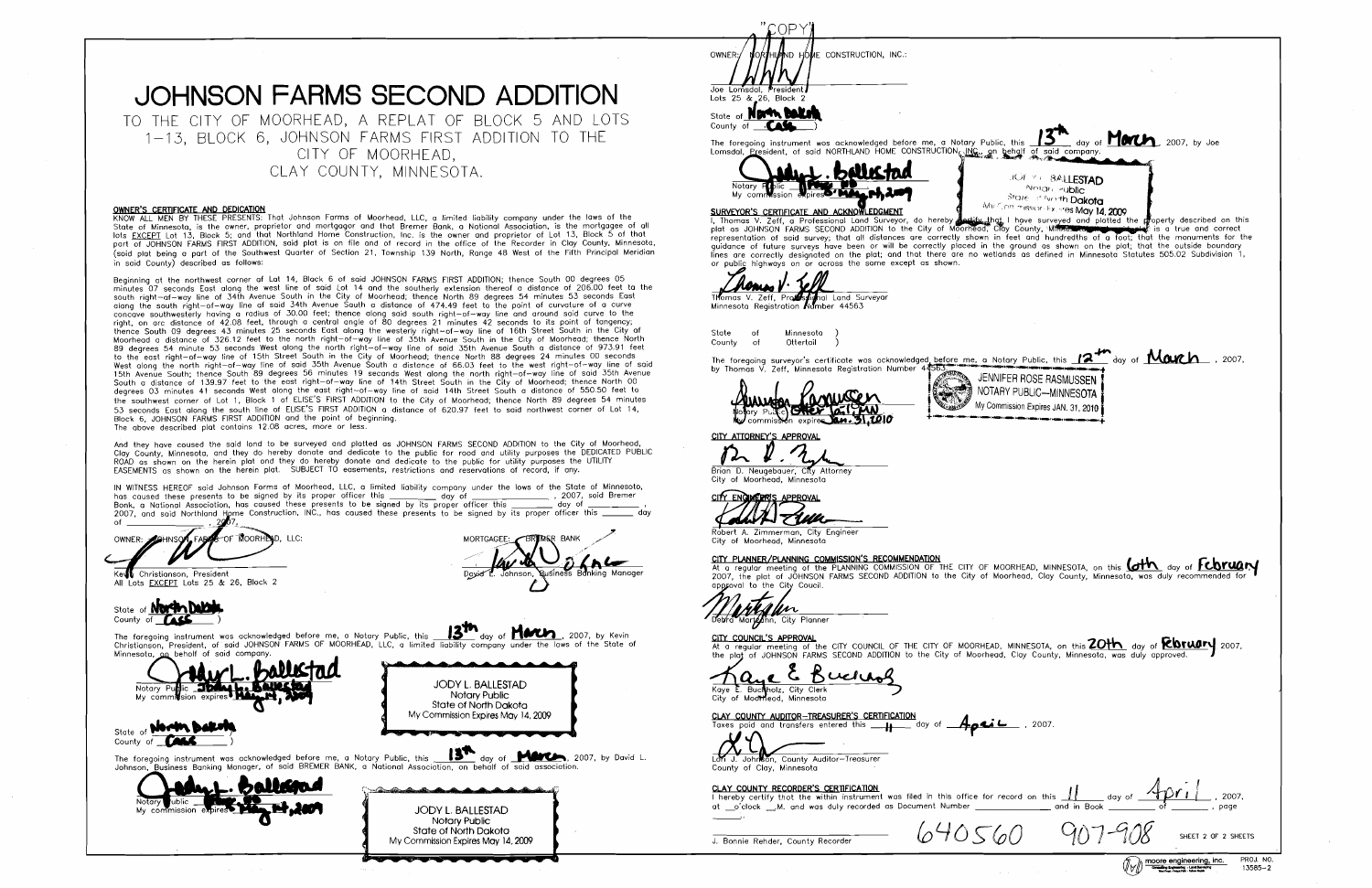"COPY"

# JOHNSON FARMS SECOND ADDITION

TO THE CITY OF MOORHEAD, A REPLAT OF BLOCK 5 AND LOTS 1-13, BLOCK 6, JOHNSON FARMS FIRST ADDITION TO THE CITY OF MOORHEAD, CLAY COUNTY, MINNESOTA.

## OWNER'S CERTIFICATE AND DEDICATION

KNOW ALL MEN BY THESE PRESENTS: That Johnson Farms of Moorhead, LLC, a limited liability company under the laws of the State of Minnesota, is the owner, proprietor and mortgagor and that Bremer Bank, a National Association, is the mortgagee of all lots EXCEPT Lot 13, Block 5; and that Northland Home Construction, Inc. is the owner and proprietor of Lot 13, Block 5 of that part of JOHNSON FARMS FIRST ADDITION, said plat is on file and of record in the office of the Recorder in Clay County, Minnesota, (said plat being a part of the Southwest Quarter of Section 21, Township 139 North, Range 48 West of the Fifth Principal Meridian in said County) described as follows:

Beginning at the northwest corner of Lot 14, Block 6 of said JOHNSON FARMS FIRST ADDITION; thence South 00 degrees 05 minutes 07 seconds East along the west line of said Lot 14 and the southerly extension thereof a distance of 206.00 feet to the south right-of-way line of 34th Avenue South in the City of Moorhead; thence North 89 degrees 54 minutes 53 seconds East along the south right-of-way line of said 34th Avenue South a distance of 474.49 feet to the point of curvature of a curve concave southwesterly having a radius of 30.00 feet; thence along said south right-of-way line and around said curve to the right, an arc distance of 42.08 feet, through a central angle of 80 degrees 21 minutes 42 seconds to its point of tangency; thence South 09 degrees 43 minutes 25 seconds East along the westerly right-of-way line of 16th Street South in the City of Moorhead a distance of 326.12 feet to the north right-of-way line of 35th Avenue South in the City of Moorhead; thence North 89 degrees 54 minute 53 seconds West along the north right-of-way line of said 35th Avenue South a distance of 973.91 feet to the east right-of-way line of 15th Street South in the City of Moorhead; thence North 88 degrees 24 minutes 00 seconds West along the north right-of-way line of said 35th Avenue South a distance of 66.03 feet to the west right-of-way line of said 15th Avenue South; thence South 89 degrees 56 minutes 19 seconds West along the north right-of-way line of said 35th Avenue South a distance of 139.97 feet to the east right-of-way line of 14th Street South in the City of Moorhead; thence North 00 degrees 03 minutes 41 seconds West along the east right-of-way line of said 14th Street South a distance of 550.50 feet to the southwest corner of Lot 1, Block 1 of ELISE'S FIRST ADDITION to the City of Moorhead; thence North 89 degrees 54 minutes 53 seconds East along the south line of ELISE'S FIRST ADDITION a distance of 620.97 feet to said northwest corner of Lot 14, Block 6, JOHNSON FARMS FIRST ADDITION and the point of beginning.
The above described plat contains 12.08 acres, more or less.

And they have caused the said land to be surveyed and platted as JOHNSON FARMS SECOND ADDITION to the City of Moorhead, Clay County, Minnesota, and they do hereby donate and dedicate to the public for road and utility purposes the DEDICATED PUBLIC ROAD as shown on the herein plat and they do hereby donate and dedicate to the public for utility purposes the UTILITY EASEMENTS as shown on the herein plat. SUBJECT TO easements, restrictions and reservations of record, if any.

IN WITNESS HEREOF said Johnson Farms of Moorhead, LLC, a limited liability company under the laws of the State of Minnesota, has caused these presents to be signed by its proper officer this ______ day of __________, 2007, said Bremer Bank, a National Association, has caused these presents to be signed by its proper officer this ______ day of __________, 2007, and said Northland Home Construction, INC., has caused these presents to be signed by its proper officer this ______ day of __________, 2007.

OWNER: JOHNSON FARMS OF MOORHEAD, LLC:

Kevin Christianson, President
All Lots EXCEPT Lots 25 & 26, Block 2

MORTGAGEE: BREMER BANK

David L. Johnson, Business Banking Manager

State of North Dakota )
County of Cass )

The foregoing instrument was acknowledged before me, a Notary Public, this 13th day of March, 2007, by Kevin Christianson, President, of said JOHNSON FARMS OF MOORHEAD, LLC, a limited liability company under the laws of the State of Minnesota, on behalf of said company.

Notary Public Jody L. Ballestad
My commission expires May 14, 2009

JODY L. BALLESTAD
Notary Public
State of North Dakota
My Commission Expires May 14, 2009

State of North Dakota )
County of Cass )

The foregoing instrument was acknowledged before me, a Notary Public, this 13th day of March, 2007, by David L. Johnson, Business Banking Manager, of said BREMER BANK, a National Association, on behalf of said association.

Notary Public Jody L. Ballestad
My commission expires May 14, 2009

JODY L. BALLESTAD
Notary Public
State of North Dakota
My Commission Expires May 14, 2009

OWNER: NORTHLAND HOME CONSTRUCTION, INC.:

Joe Lomsdal, President
Lots 25 & 26, Block 2

State of North Dakota )
County of Cass )

The foregoing instrument was acknowledged before me, a Notary Public, this 13th day of March, 2007, by Joe Lomsdal, President, of said NORTHLAND HOME CONSTRUCTION, INC. on behalf of said company.

Notary Public Cass ND
My commission expires May 14, 2009

JODY L. BALLESTAD
Notary Public
State of North Dakota
My Commission Expires May 14, 2009

## SURVEYOR'S CERTIFICATE AND ACKNOWLEDGMENT

I, Thomas V. Zeff, a Professional Land Surveyor, do hereby certify that I have surveyed and platted the property described on this plat as JOHNSON FARMS SECOND ADDITION to the City of Moorhead, Clay County, Minnesota; that this plat is a true and correct representation of said survey; that all distances are correctly shown in feet and hundredths of a foot; that the monuments for the guidance of future surveys have been or will be correctly placed in the ground as shown on the plat; that the outside boundary lines are correctly designated on the plat; and that there are no wetlands as defined in Minnesota Statutes 505.02 Subdivision 1, or public highways on or across the same except as shown.

Thomas V. Zeff, Professional Land Surveyor
Minnesota Registration Number 44563

State of Minnesota )
County of Ottertail )

The foregoing surveyor's certificate was acknowledged before me, a Notary Public, this 12th day of March, 2007, by Thomas V. Zeff, Minnesota Registration Number 44563.

Notary Public Otter Tail, MN
My commission expires Jan. 31, 2010

JENNIFER ROSE RASMUSSEN
NOTARY PUBLIC—MINNESOTA
My Commission Expires JAN. 31, 2010

## CITY ATTORNEY'S APPROVAL

Brian D. Neugebauer, City Attorney
City of Moorhead, Minnesota

## CITY ENGINEER'S APPROVAL

Robert A. Zimmerman, City Engineer
City of Moorhead, Minnesota

## CITY PLANNER/PLANNING COMMISSION'S RECOMMENDATION

At a regular meeting of the PLANNING COMMISSION OF THE CITY OF MOORHEAD, MINNESOTA, on this 6th day of February 2007, the plat of JOHNSON FARMS SECOND ADDITION to the City of Moorhead, Clay County, Minnesota, was duly recommended for approval to the City Coucil.

Debra Mortenson, City Planner

## CITY COUNCIL'S APPROVAL

At a regular meeting of the CITY COUNCIL OF THE CITY OF MOORHEAD, MINNESOTA, on this 20th day of February 2007, the plat of JOHNSON FARMS SECOND ADDITION to the City of Moorhead, Clay County, Minnesota, was duly approved.

Kaye E. Buchholz, City Clerk
City of Moorhead, Minnesota

## CLAY COUNTY AUDITOR-TREASURER'S CERTIFICATION

Taxes paid and transfers entered this 11 day of April, 2007.

Lori J. Johnson, County Auditor-Treasurer
County of Clay, Minnesota

## CLAY COUNTY RECORDER'S CERTIFICATION

I hereby certify that the within instrument was filed in this office for record on this 11 day of April, 2007, at __o'clock __M. and was duly recorded as Document Number 640560 and in Book ______ of ______, page 907-908.

J. Bonnie Rehder, County Recorder

SHEET 2 OF 2 SHEETS

moore engineering, inc.
PROJ. NO. 13585-2